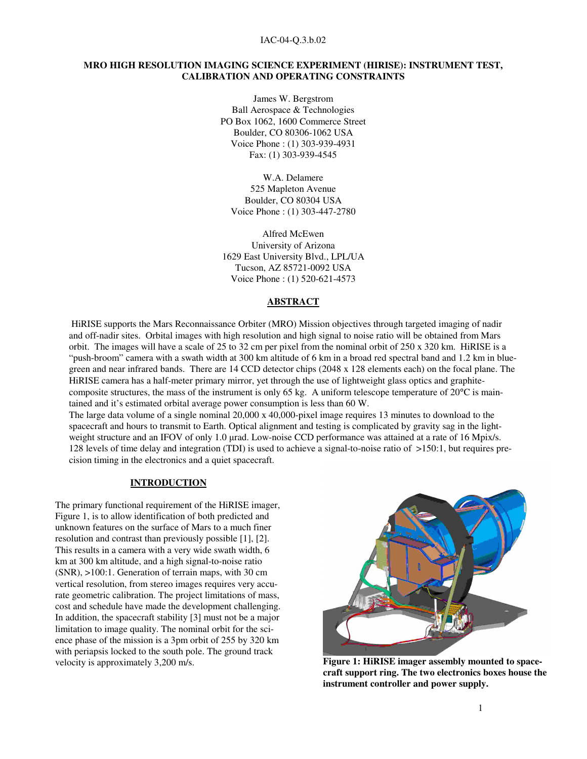IAC-04-Q.3.b.02

# MRO HIGH RESOLUTION IMAGING SCIENCE EXPERIMENT (HIRISE): INSTRUMENT TEST, CALIBRATION AND OPERATING CONSTRAINTS

James W. Bergstrom
Ball Aerospace & Technologies
PO Box 1062, 1600 Commerce Street
Boulder, CO 80306-1062 USA
Voice Phone : (1) 303-939-4931
Fax: (1) 303-939-4545

W.A. Delamere
525 Mapleton Avenue
Boulder, CO 80304 USA
Voice Phone : (1) 303-447-2780

Alfred McEwen
University of Arizona
1629 East University Blvd., LPL/UA
Tucson, AZ 85721-0092 USA
Voice Phone : (1) 520-621-4573

## ABSTRACT

HiRISE supports the Mars Reconnaissance Orbiter (MRO) Mission objectives through targeted imaging of nadir and off-nadir sites. Orbital images with high resolution and high signal to noise ratio will be obtained from Mars orbit. The images will have a scale of 25 to 32 cm per pixel from the nominal orbit of 250 x 320 km. HiRISE is a "push-broom" camera with a swath width at 300 km altitude of 6 km in a broad red spectral band and 1.2 km in blue-green and near infrared bands. There are 14 CCD detector chips (2048 x 128 elements each) on the focal plane. The HiRISE camera has a half-meter primary mirror, yet through the use of lightweight glass optics and graphite-composite structures, the mass of the instrument is only 65 kg. A uniform telescope temperature of 20°C is maintained and it's estimated orbital average power consumption is less than 60 W.

The large data volume of a single nominal 20,000 x 40,000-pixel image requires 13 minutes to download to the spacecraft and hours to transmit to Earth. Optical alignment and testing is complicated by gravity sag in the lightweight structure and an IFOV of only 1.0 µrad. Low-noise CCD performance was attained at a rate of 16 Mpix/s. 128 levels of time delay and integration (TDI) is used to achieve a signal-to-noise ratio of >150:1, but requires precision timing in the electronics and a quiet spacecraft.

## INTRODUCTION

The primary functional requirement of the HiRISE imager, Figure 1, is to allow identification of both predicted and unknown features on the surface of Mars to a much finer resolution and contrast than previously possible [1], [2]. This results in a camera with a very wide swath width, 6 km at 300 km altitude, and a high signal-to-noise ratio (SNR), >100:1. Generation of terrain maps, with 30 cm vertical resolution, from stereo images requires very accurate geometric calibration. The project limitations of mass, cost and schedule have made the development challenging. In addition, the spacecraft stability [3] must not be a major limitation to image quality. The nominal orbit for the science phase of the mission is a 3pm orbit of 255 by 320 km with periapsis locked to the south pole. The ground track velocity is approximately 3,200 m/s.

**Figure 1: HiRISE imager assembly mounted to spacecraft support ring. The two electronics boxes house the instrument controller and power supply.**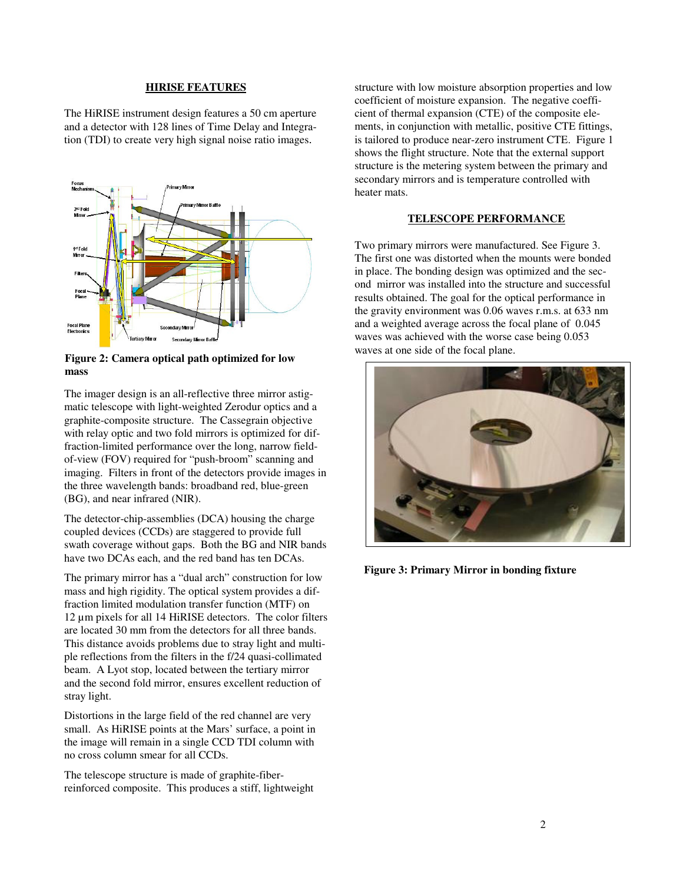## HIRISE FEATURES

The HiRISE instrument design features a 50 cm aperture and a detector with 128 lines of Time Delay and Integration (TDI) to create very high signal noise ratio images.

**Figure 2: Camera optical path optimized for low mass**

The imager design is an all-reflective three mirror astigmatic telescope with light-weighted Zerodur optics and a graphite-composite structure. The Cassegrain objective with relay optic and two fold mirrors is optimized for diffraction-limited performance over the long, narrow field-of-view (FOV) required for "push-broom" scanning and imaging. Filters in front of the detectors provide images in the three wavelength bands: broadband red, blue-green (BG), and near infrared (NIR).

The detector-chip-assemblies (DCA) housing the charge coupled devices (CCDs) are staggered to provide full swath coverage without gaps. Both the BG and NIR bands have two DCAs each, and the red band has ten DCAs.

The primary mirror has a "dual arch" construction for low mass and high rigidity. The optical system provides a diffraction limited modulation transfer function (MTF) on 12 µm pixels for all 14 HiRISE detectors. The color filters are located 30 mm from the detectors for all three bands. This distance avoids problems due to stray light and multiple reflections from the filters in the f/24 quasi-collimated beam. A Lyot stop, located between the tertiary mirror and the second fold mirror, ensures excellent reduction of stray light.

Distortions in the large field of the red channel are very small. As HiRISE points at the Mars' surface, a point in the image will remain in a single CCD TDI column with no cross column smear for all CCDs.

The telescope structure is made of graphite-fiber-reinforced composite. This produces a stiff, lightweight structure with low moisture absorption properties and low coefficient of moisture expansion. The negative coefficient of thermal expansion (CTE) of the composite elements, in conjunction with metallic, positive CTE fittings, is tailored to produce near-zero instrument CTE. Figure 1 shows the flight structure. Note that the external support structure is the metering system between the primary and secondary mirrors and is temperature controlled with heater mats.

## TELESCOPE PERFORMANCE

Two primary mirrors were manufactured. See Figure 3. The first one was distorted when the mounts were bonded in place. The bonding design was optimized and the second mirror was installed into the structure and successful results obtained. The goal for the optical performance in the gravity environment was 0.06 waves r.m.s. at 633 nm and a weighted average across the focal plane of 0.045 waves was achieved with the worse case being 0.053 waves at one side of the focal plane.

**Figure 3: Primary Mirror in bonding fixture**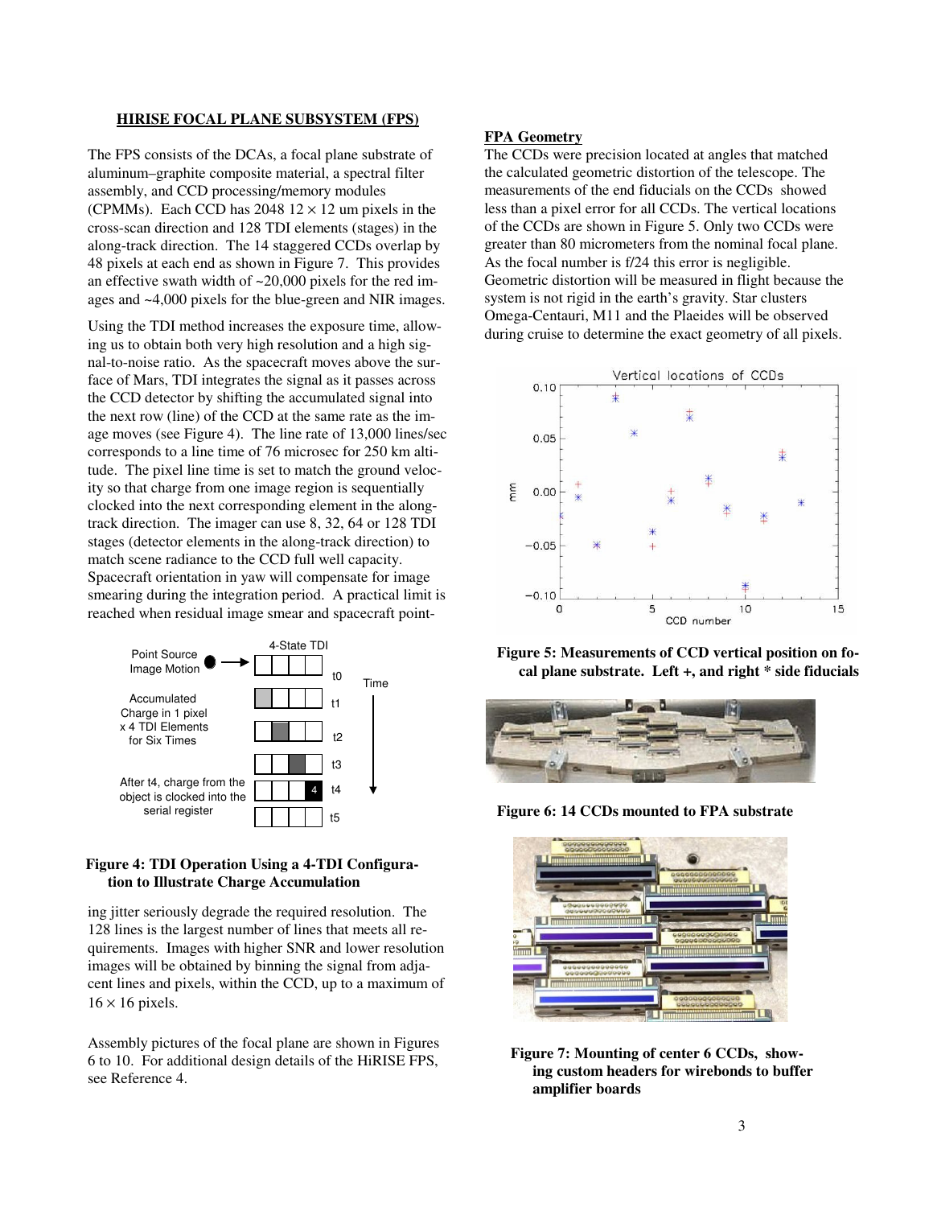### HIRISE FOCAL PLANE SUBSYSTEM (FPS)

The FPS consists of the DCAs, a focal plane substrate of aluminum–graphite composite material, a spectral filter assembly, and CCD processing/memory modules (CPMMs). Each CCD has 2048 $12 \times 12$ um pixels in the cross-scan direction and 128 TDI elements (stages) in the along-track direction. The 14 staggered CCDs overlap by 48 pixels at each end as shown in Figure 7. This provides an effective swath width of ~20,000 pixels for the red images and ~4,000 pixels for the blue-green and NIR images.

Using the TDI method increases the exposure time, allowing us to obtain both very high resolution and a high signal-to-noise ratio. As the spacecraft moves above the surface of Mars, TDI integrates the signal as it passes across the CCD detector by shifting the accumulated signal into the next row (line) of the CCD at the same rate as the image moves (see Figure 4). The line rate of 13,000 lines/sec corresponds to a line time of 76 microsec for 250 km altitude. The pixel line time is set to match the ground velocity so that charge from one image region is sequentially clocked into the next corresponding element in the along-track direction. The imager can use 8, 32, 64 or 128 TDI stages (detector elements in the along-track direction) to match scene radiance to the CCD full well capacity. Spacecraft orientation in yaw will compensate for image smearing during the integration period. A practical limit is reached when residual image smear and spacecraft pointing jitter seriously degrade the required resolution. The 128 lines is the largest number of lines that meets all requirements. Images with higher SNR and lower resolution images will be obtained by binning the signal from adjacent lines and pixels, within the CCD, up to a maximum of $16 \times 16$ pixels.

**Figure 4: TDI Operation Using a 4-TDI Configuration to Illustrate Charge Accumulation**

Assembly pictures of the focal plane are shown in Figures 6 to 10. For additional design details of the HiRISE FPS, see Reference 4.

#### FPA Geometry

The CCDs were precision located at angles that matched the calculated geometric distortion of the telescope. The measurements of the end fiducials on the CCDs showed less than a pixel error for all CCDs. The vertical locations of the CCDs are shown in Figure 5. Only two CCDs were greater than 80 micrometers from the nominal focal plane. As the focal number is f/24 this error is negligible. Geometric distortion will be measured in flight because the system is not rigid in the earth's gravity. Star clusters Omega-Centauri, M11 and the Plaeides will be observed during cruise to determine the exact geometry of all pixels.

**Figure 5: Measurements of CCD vertical position on focal plane substrate. Left +, and right * side fiducials**

**Figure 6: 14 CCDs mounted to FPA substrate**

**Figure 7: Mounting of center 6 CCDs, showing custom headers for wirebonds to buffer amplifier boards**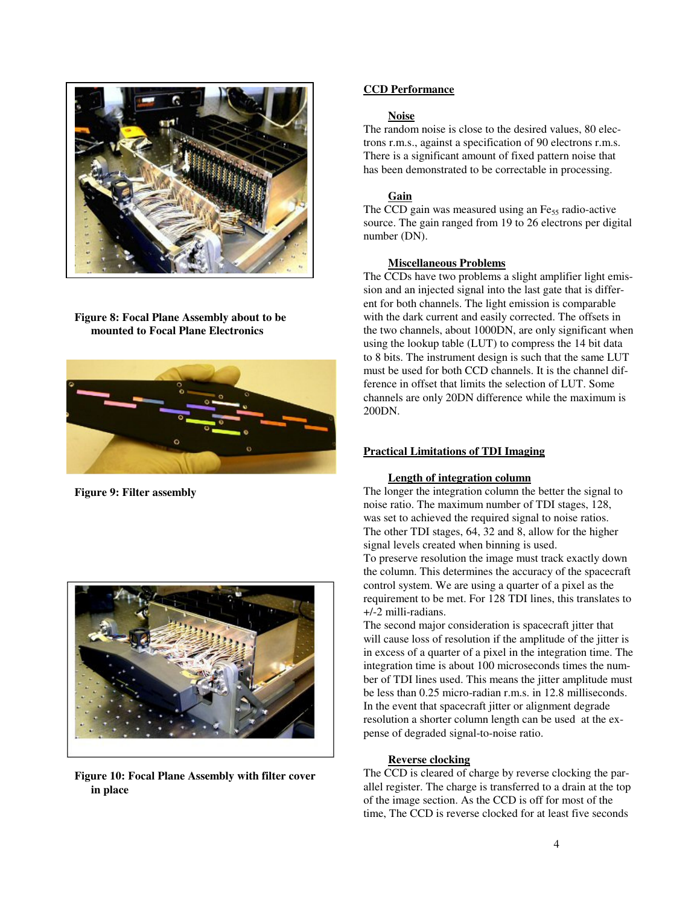Figure 8: Focal Plane Assembly about to be mounted to Focal Plane Electronics

Figure 9: Filter assembly

Figure 10: Focal Plane Assembly with filter cover in place

## CCD Performance

### Noise

The random noise is close to the desired values, 80 electrons r.m.s., against a specification of 90 electrons r.m.s. There is a significant amount of fixed pattern noise that has been demonstrated to be correctable in processing.

### Gain

The CCD gain was measured using an $Fe_{55}$ radio-active source. The gain ranged from 19 to 26 electrons per digital number (DN).

### Miscellaneous Problems

The CCDs have two problems a slight amplifier light emission and an injected signal into the last gate that is different for both channels. The light emission is comparable with the dark current and easily corrected. The offsets in the two channels, about 1000DN, are only significant when using the lookup table (LUT) to compress the 14 bit data to 8 bits. The instrument design is such that the same LUT must be used for both CCD channels. It is the channel difference in offset that limits the selection of LUT. Some channels are only 20DN difference while the maximum is 200DN.

## Practical Limitations of TDI Imaging

### Length of integration column

The longer the integration column the better the signal to noise ratio. The maximum number of TDI stages, 128, was set to achieved the required signal to noise ratios. The other TDI stages, 64, 32 and 8, allow for the higher signal levels created when binning is used.

To preserve resolution the image must track exactly down the column. This determines the accuracy of the spacecraft control system. We are using a quarter of a pixel as the requirement to be met. For 128 TDI lines, this translates to +/-2 milli-radians.

The second major consideration is spacecraft jitter that will cause loss of resolution if the amplitude of the jitter is in excess of a quarter of a pixel in the integration time. The integration time is about 100 microseconds times the number of TDI lines used. This means the jitter amplitude must be less than 0.25 micro-radian r.m.s. in 12.8 milliseconds. In the event that spacecraft jitter or alignment degrade resolution a shorter column length can be used at the expense of degraded signal-to-noise ratio.

### Reverse clocking

The CCD is cleared of charge by reverse clocking the parallel register. The charge is transferred to a drain at the top of the image section. As the CCD is off for most of the time, The CCD is reverse clocked for at least five seconds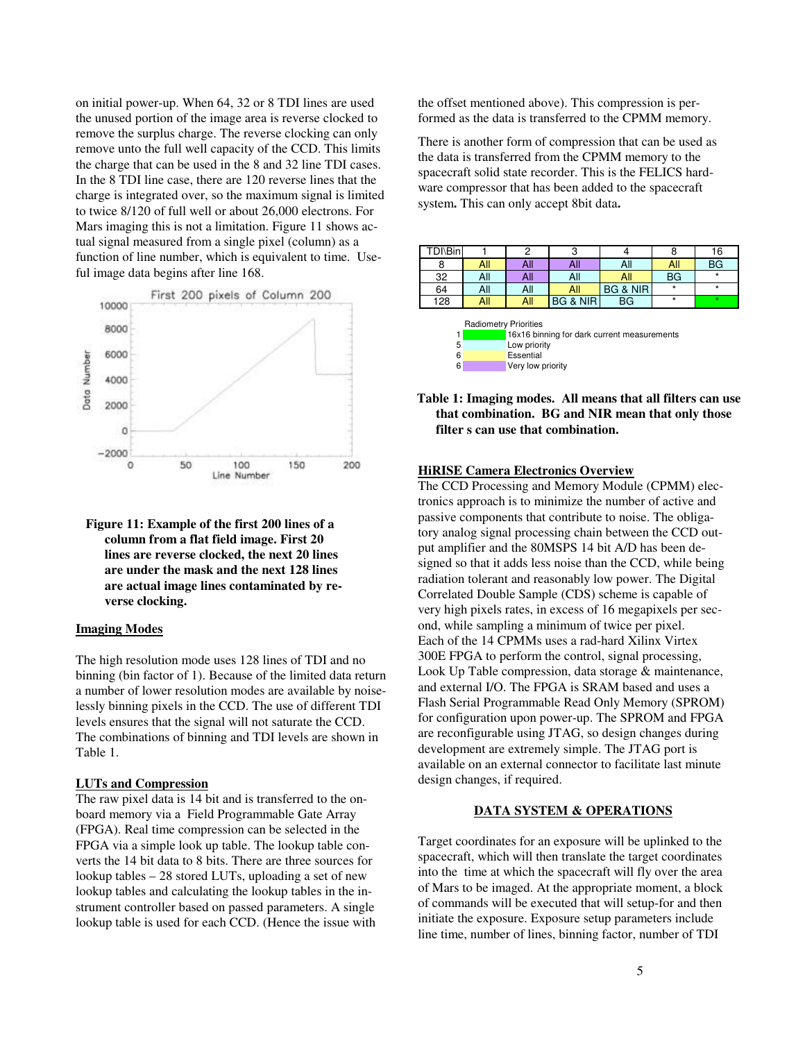on initial power-up. When 64, 32 or 8 TDI lines are used the unused portion of the image area is reverse clocked to remove the surplus charge. The reverse clocking can only remove unto the full well capacity of the CCD. This limits the charge that can be used in the 8 and 32 line TDI cases. In the 8 TDI line case, there are 120 reverse lines that the charge is integrated over, so the maximum signal is limited to twice 8/120 of full well or about 26,000 electrons. For Mars imaging this is not a limitation. Figure 11 shows actual signal measured from a single pixel (column) as a function of line number, which is equivalent to time. Useful image data begins after line 168.

**Figure 11: Example of the first 200 lines of a column from a flat field image. First 20 lines are reverse clocked, the next 20 lines are under the mask and the next 128 lines are actual image lines contaminated by reverse clocking.**

## Imaging Modes

The high resolution mode uses 128 lines of TDI and no binning (bin factor of 1). Because of the limited data return a number of lower resolution modes are available by noiselessly binning pixels in the CCD. The use of different TDI levels ensures that the signal will not saturate the CCD. The combinations of binning and TDI levels are shown in Table 1.

## LUTs and Compression

The raw pixel data is 14 bit and is transferred to the onboard memory via a Field Programmable Gate Array (FPGA). Real time compression can be selected in the FPGA via a simple look up table. The lookup table converts the 14 bit data to 8 bits. There are three sources for lookup tables – 28 stored LUTs, uploading a set of new lookup tables and calculating the lookup tables in the instrument controller based on passed parameters. A single lookup table is used for each CCD. (Hence the issue with the offset mentioned above). This compression is performed as the data is transferred to the CPMM memory.

There is another form of compression that can be used as the data is transferred from the CPMM memory to the spacecraft solid state recorder. This is the FELICS hardware compressor that has been added to the spacecraft system**.** This can only accept 8bit data**.**

| TDI\Bin | 1 | 2 | 3 | 4 | 8 | 16 |
|---|---|---|---|---|---|---|
| 8 | All | All | All | All | All | BG |
| 32 | All | All | All | All | BG | * |
| 64 | All | All | All | BG & NIR | * | * |
| 128 | All | All | BG & NIR | BG | * | * |

Radiometry Priorities
- 1 — 16x16 binning for dark current measurements
- 5 — Low priority
- 6 — Essential
- 6 — Very low priority

**Table 1: Imaging modes. All means that all filters can use that combination. BG and NIR mean that only those filter s can use that combination.**

## HiRISE Camera Electronics Overview

The CCD Processing and Memory Module (CPMM) electronics approach is to minimize the number of active and passive components that contribute to noise. The obligatory analog signal processing chain between the CCD output amplifier and the 80MSPS 14 bit A/D has been designed so that it adds less noise than the CCD, while being radiation tolerant and reasonably low power. The Digital Correlated Double Sample (CDS) scheme is capable of very high pixels rates, in excess of 16 megapixels per second, while sampling a minimum of twice per pixel. Each of the 14 CPMMs uses a rad-hard Xilinx Virtex 300E FPGA to perform the control, signal processing, Look Up Table compression, data storage & maintenance, and external I/O. The FPGA is SRAM based and uses a Flash Serial Programmable Read Only Memory (SPROM) for configuration upon power-up. The SPROM and FPGA are reconfigurable using JTAG, so design changes during development are extremely simple. The JTAG port is available on an external connector to facilitate last minute design changes, if required.

## DATA SYSTEM & OPERATIONS

Target coordinates for an exposure will be uplinked to the spacecraft, which will then translate the target coordinates into the time at which the spacecraft will fly over the area of Mars to be imaged. At the appropriate moment, a block of commands will be executed that will setup-for and then initiate the exposure. Exposure setup parameters include line time, number of lines, binning factor, number of TDI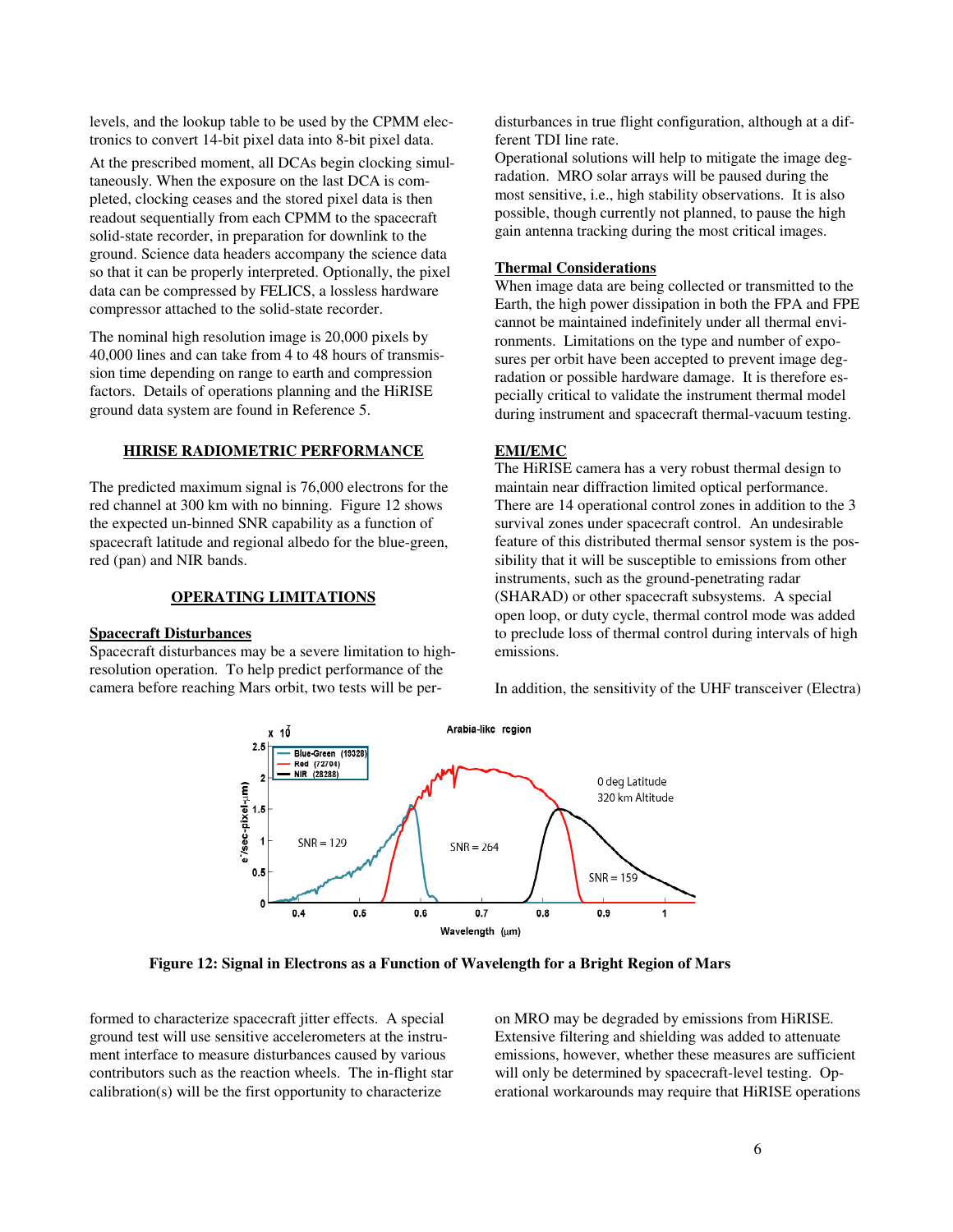levels, and the lookup table to be used by the CPMM electronics to convert 14-bit pixel data into 8-bit pixel data.

At the prescribed moment, all DCAs begin clocking simultaneously. When the exposure on the last DCA is completed, clocking ceases and the stored pixel data is then readout sequentially from each CPMM to the spacecraft solid-state recorder, in preparation for downlink to the ground. Science data headers accompany the science data so that it can be properly interpreted. Optionally, the pixel data can be compressed by FELICS, a lossless hardware compressor attached to the solid-state recorder.

The nominal high resolution image is 20,000 pixels by 40,000 lines and can take from 4 to 48 hours of transmission time depending on range to earth and compression factors. Details of operations planning and the HiRISE ground data system are found in Reference 5.

## HIRISE RADIOMETRIC PERFORMANCE

The predicted maximum signal is 76,000 electrons for the red channel at 300 km with no binning. Figure 12 shows the expected un-binned SNR capability as a function of spacecraft latitude and regional albedo for the blue-green, red (pan) and NIR bands.

Figure 12: Signal in Electrons as a Function of Wavelength for a Bright Region of Mars

## OPERATING LIMITATIONS

### Spacecraft Disturbances

Spacecraft disturbances may be a severe limitation to high-resolution operation. To help predict performance of the camera before reaching Mars orbit, two tests will be performed to characterize spacecraft jitter effects. A special ground test will use sensitive accelerometers at the instrument interface to measure disturbances caused by various contributors such as the reaction wheels. The in-flight star calibration(s) will be the first opportunity to characterize disturbances in true flight configuration, although at a different TDI line rate.

Operational solutions will help to mitigate the image degradation. MRO solar arrays will be paused during the most sensitive, i.e., high stability observations. It is also possible, though currently not planned, to pause the high gain antenna tracking during the most critical images.

### Thermal Considerations

When image data are being collected or transmitted to the Earth, the high power dissipation in both the FPA and FPE cannot be maintained indefinitely under all thermal environments. Limitations on the type and number of exposures per orbit have been accepted to prevent image degradation or possible hardware damage. It is therefore especially critical to validate the instrument thermal model during instrument and spacecraft thermal-vacuum testing.

### EMI/EMC

The HiRISE camera has a very robust thermal design to maintain near diffraction limited optical performance. There are 14 operational control zones in addition to the 3 survival zones under spacecraft control. An undesirable feature of this distributed thermal sensor system is the possibility that it will be susceptible to emissions from other instruments, such as the ground-penetrating radar (SHARAD) or other spacecraft subsystems. A special open loop, or duty cycle, thermal control mode was added to preclude loss of thermal control during intervals of high emissions.

In addition, the sensitivity of the UHF transceiver (Electra) on MRO may be degraded by emissions from HiRISE. Extensive filtering and shielding was added to attenuate emissions, however, whether these measures are sufficient will only be determined by spacecraft-level testing. Operational workarounds may require that HiRISE operations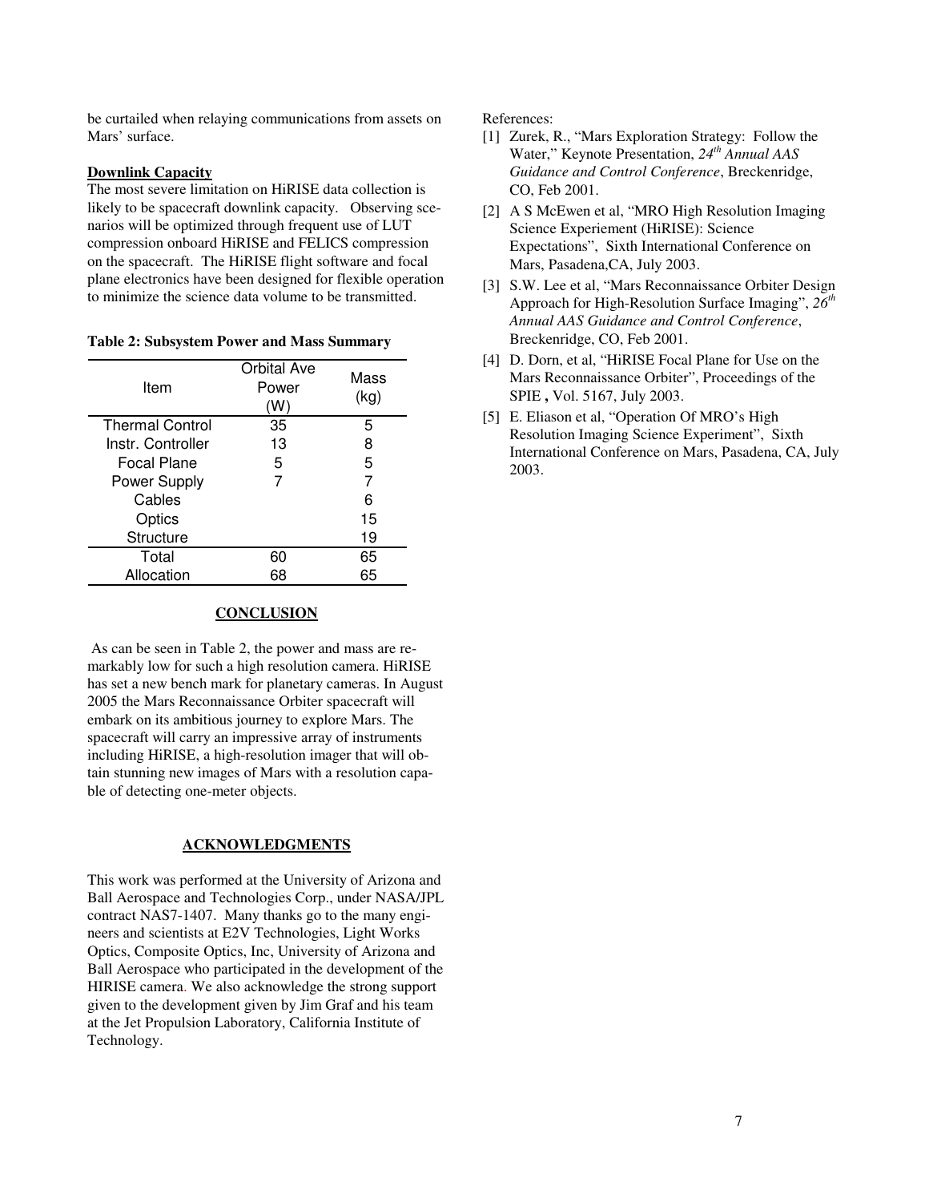be curtailed when relaying communications from assets on Mars' surface.

**Downlink Capacity**

The most severe limitation on HiRISE data collection is likely to be spacecraft downlink capacity. Observing scenarios will be optimized through frequent use of LUT compression onboard HiRISE and FELICS compression on the spacecraft. The HiRISE flight software and focal plane electronics have been designed for flexible operation to minimize the science data volume to be transmitted.

**Table 2: Subsystem Power and Mass Summary**

| Item | Orbital Ave Power (W) | Mass (kg) |
|---|---|---|
| Thermal Control | 35 | 5 |
| Instr. Controller | 13 | 8 |
| Focal Plane | 5 | 5 |
| Power Supply | 7 | 7 |
| Cables | | 6 |
| Optics | | 15 |
| Structure | | 19 |
| Total | 60 | 65 |
| Allocation | 68 | 65 |

## CONCLUSION

As can be seen in Table 2, the power and mass are remarkably low for such a high resolution camera. HiRISE has set a new bench mark for planetary cameras. In August 2005 the Mars Reconnaissance Orbiter spacecraft will embark on its ambitious journey to explore Mars. The spacecraft will carry an impressive array of instruments including HiRISE, a high-resolution imager that will obtain stunning new images of Mars with a resolution capable of detecting one-meter objects.

## ACKNOWLEDGMENTS

This work was performed at the University of Arizona and Ball Aerospace and Technologies Corp., under NASA/JPL contract NAS7-1407. Many thanks go to the many engineers and scientists at E2V Technologies, Light Works Optics, Composite Optics, Inc, University of Arizona and Ball Aerospace who participated in the development of the HIRISE camera. We also acknowledge the strong support given to the development given by Jim Graf and his team at the Jet Propulsion Laboratory, California Institute of Technology.

References:

[1] Zurek, R., "Mars Exploration Strategy: Follow the Water," Keynote Presentation, *24th Annual AAS Guidance and Control Conference*, Breckenridge, CO, Feb 2001.

[2] A S McEwen et al, "MRO High Resolution Imaging Science Experiement (HiRISE): Science Expectations", Sixth International Conference on Mars, Pasadena,CA, July 2003.

[3] S.W. Lee et al, "Mars Reconnaissance Orbiter Design Approach for High-Resolution Surface Imaging", *26th Annual AAS Guidance and Control Conference*, Breckenridge, CO, Feb 2001.

[4] D. Dorn, et al, "HiRISE Focal Plane for Use on the Mars Reconnaissance Orbiter", Proceedings of the SPIE **,** Vol. 5167, July 2003.

[5] E. Eliason et al, "Operation Of MRO's High Resolution Imaging Science Experiment", Sixth International Conference on Mars, Pasadena, CA, July 2003.